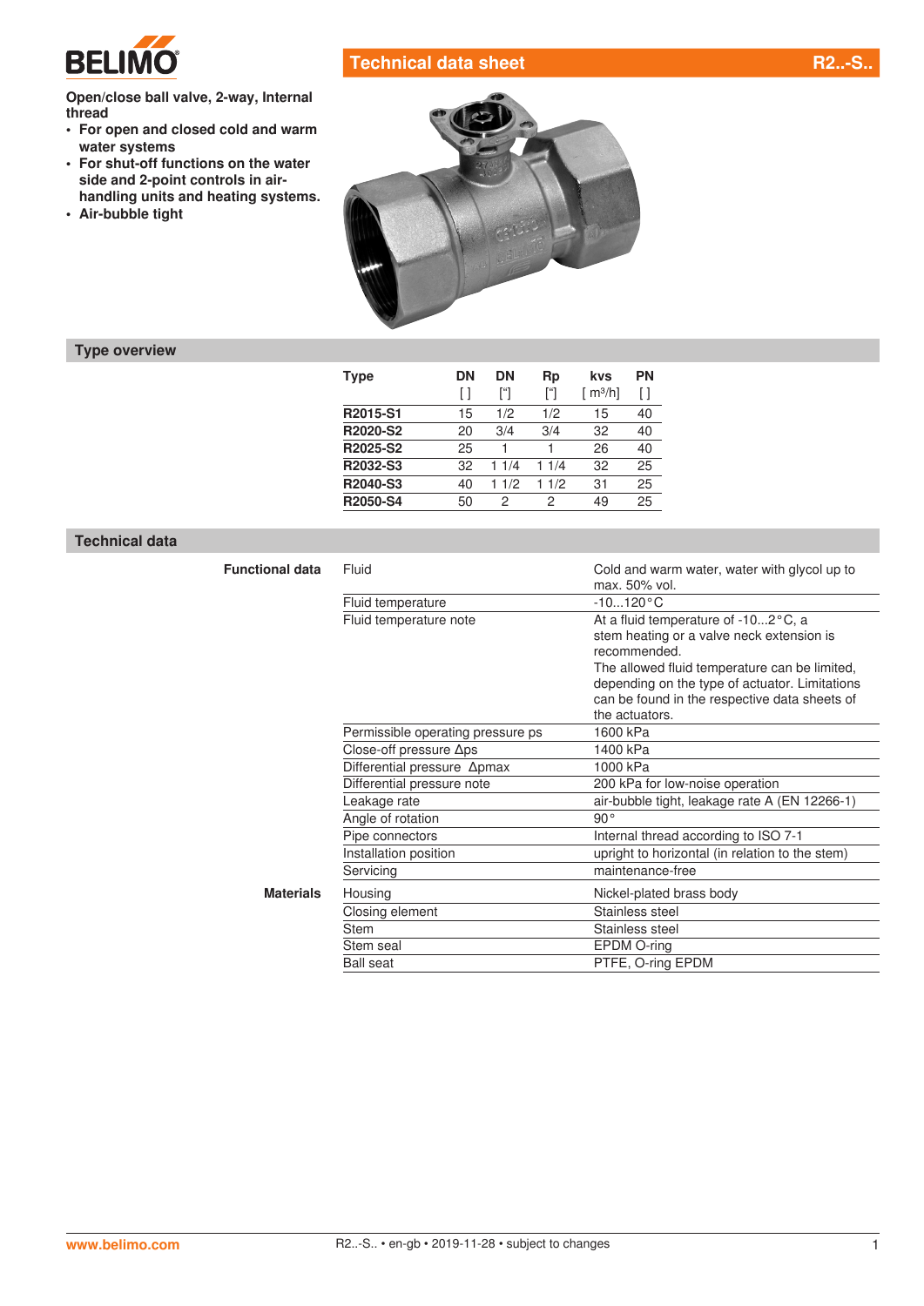# Technical data sheet R2..-S..

**Open/close ball valve, 2-way, Internal thread**

- **For open and closed cold and warm water systems**
- **For shut-off functions on the water side and 2-point controls in air-handling units and heating systems.**
- **Air-bubble tight**

## Type overview

| Type | DN [ ] | DN ["] | Rp ["] | kvs [ m³/h] | PN [ ] |
|---|---|---|---|---|---|
| **R2015-S1** | 15 | 1/2 | 1/2 | 15 | 40 |
| **R2020-S2** | 20 | 3/4 | 3/4 | 32 | 40 |
| **R2025-S2** | 25 | 1 | 1 | 26 | 40 |
| **R2032-S3** | 32 | 1 1/4 | 1 1/4 | 32 | 25 |
| **R2040-S3** | 40 | 1 1/2 | 1 1/2 | 31 | 25 |
| **R2050-S4** | 50 | 2 | 2 | 49 | 25 |

## Technical data

| | | |
|---|---|---|
| **Functional data** | Fluid | Cold and warm water, water with glycol up to max. 50% vol. |
| | Fluid temperature | -10...120°C |
| | Fluid temperature note | At a fluid temperature of -10...2°C, a stem heating or a valve neck extension is recommended. The allowed fluid temperature can be limited, depending on the type of actuator. Limitations can be found in the respective data sheets of the actuators. |
| | Permissible operating pressure ps | 1600 kPa |
| | Close-off pressure Δps | 1400 kPa |
| | Differential pressure Δpmax | 1000 kPa |
| | Differential pressure note | 200 kPa for low-noise operation |
| | Leakage rate | air-bubble tight, leakage rate A (EN 12266-1) |
| | Angle of rotation | 90° |
| | Pipe connectors | Internal thread according to ISO 7-1 |
| | Installation position | upright to horizontal (in relation to the stem) |
| | Servicing | maintenance-free |
| **Materials** | Housing | Nickel-plated brass body |
| | Closing element | Stainless steel |
| | Stem | Stainless steel |
| | Stem seal | EPDM O-ring |
| | Ball seat | PTFE, O-ring EPDM |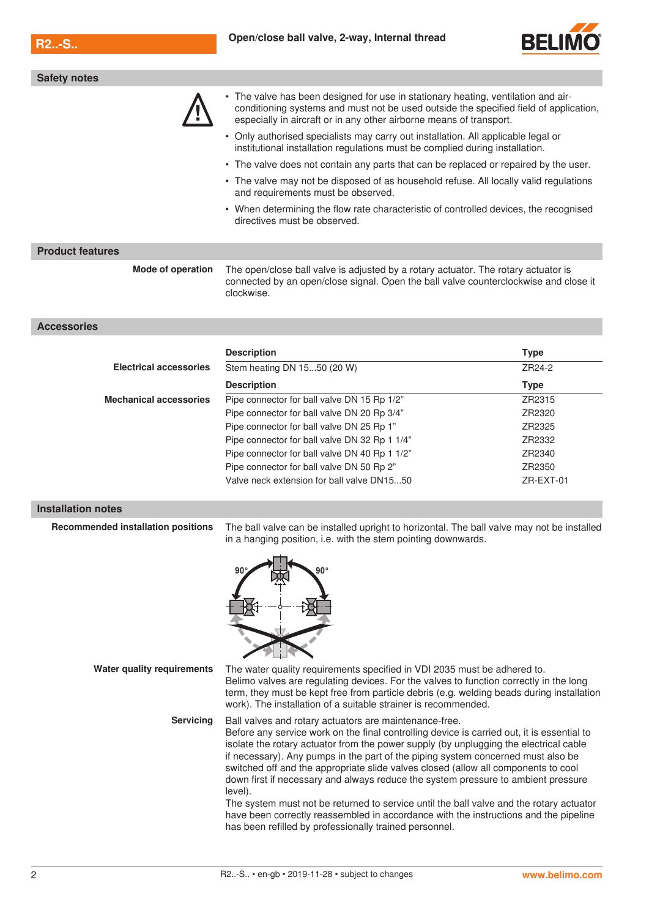## Safety notes

- The valve has been designed for use in stationary heating, ventilation and air-conditioning systems and must not be used outside the specified field of application, especially in aircraft or in any other airborne means of transport.
- Only authorised specialists may carry out installation. All applicable legal or institutional installation regulations must be complied during installation.
- The valve does not contain any parts that can be replaced or repaired by the user.
- The valve may not be disposed of as household refuse. All locally valid regulations and requirements must be observed.
- When determining the flow rate characteristic of controlled devices, the recognised directives must be observed.

## Product features

**Mode of operation**

The open/close ball valve is adjusted by a rotary actuator. The rotary actuator is connected by an open/close signal. Open the ball valve counterclockwise and close it clockwise.

## Accessories

**Electrical accessories**

| Description | Type |
|---|---|
| Stem heating DN 15...50 (20 W) | ZR24-2 |

**Mechanical accessories**

| Description | Type |
|---|---|
| Pipe connector for ball valve DN 15 Rp 1/2" | ZR2315 |
| Pipe connector for ball valve DN 20 Rp 3/4" | ZR2320 |
| Pipe connector for ball valve DN 25 Rp 1" | ZR2325 |
| Pipe connector for ball valve DN 32 Rp 1 1/4" | ZR2332 |
| Pipe connector for ball valve DN 40 Rp 1 1/2" | ZR2340 |
| Pipe connector for ball valve DN 50 Rp 2" | ZR2350 |
| Valve neck extension for ball valve DN15...50 | ZR-EXT-01 |

## Installation notes

**Recommended installation positions**

The ball valve can be installed upright to horizontal. The ball valve may not be installed in a hanging position, i.e. with the stem pointing downwards.

90° 90°

**Water quality requirements**

The water quality requirements specified in VDI 2035 must be adhered to.
Belimo valves are regulating devices. For the valves to function correctly in the long term, they must be kept free from particle debris (e.g. welding beads during installation work). The installation of a suitable strainer is recommended.

**Servicing**

Ball valves and rotary actuators are maintenance-free.
Before any service work on the final controlling device is carried out, it is essential to isolate the rotary actuator from the power supply (by unplugging the electrical cable if necessary). Any pumps in the part of the piping system concerned must also be switched off and the appropriate slide valves closed (allow all components to cool down first if necessary and always reduce the system pressure to ambient pressure level).
The system must not be returned to service until the ball valve and the rotary actuator have been correctly reassembled in accordance with the instructions and the pipeline has been refilled by professionally trained personnel.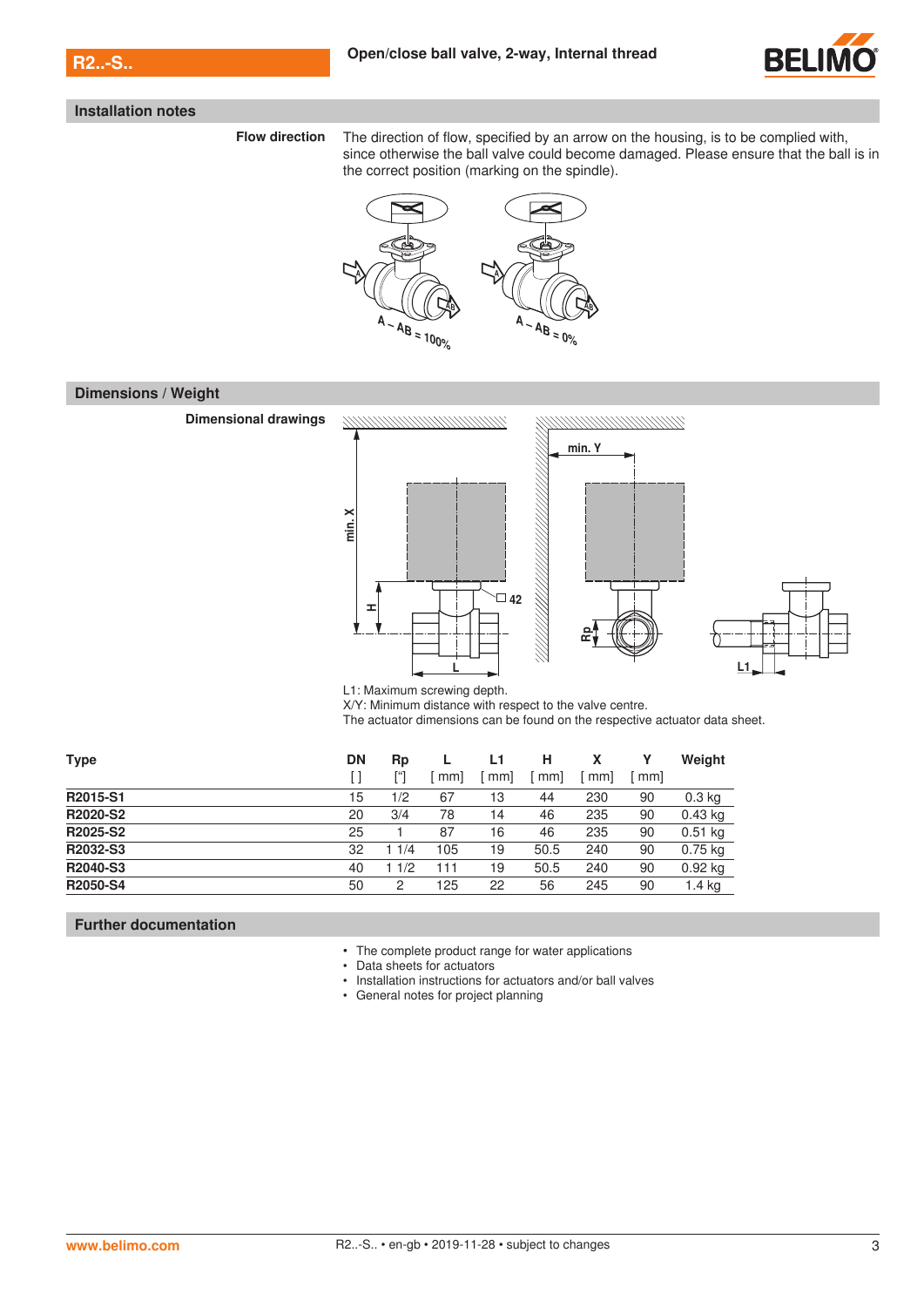## Installation notes

**Flow direction**

The direction of flow, specified by an arrow on the housing, is to be complied with, since otherwise the ball valve could become damaged. Please ensure that the ball is in the correct position (marking on the spindle).

A – AB = 100%

A – AB = 0%

## Dimensions / Weight

**Dimensional drawings**

min. X

H

42

L

min. Y

Rp

L1

L1: Maximum screwing depth.
X/Y: Minimum distance with respect to the valve centre.
The actuator dimensions can be found on the respective actuator data sheet.

| Type | DN<br>[ ] | Rp<br>["] | L<br>[ mm] | L1<br>[ mm] | H<br>[ mm] | X<br>[ mm] | Y<br>[ mm] | Weight |
|---|---|---|---|---|---|---|---|---|
| **R2015-S1** | 15 | 1/2 | 67 | 13 | 44 | 230 | 90 | 0.3 kg |
| **R2020-S2** | 20 | 3/4 | 78 | 14 | 46 | 235 | 90 | 0.43 kg |
| **R2025-S2** | 25 | 1 | 87 | 16 | 46 | 235 | 90 | 0.51 kg |
| **R2032-S3** | 32 | 1 1/4 | 105 | 19 | 50.5 | 240 | 90 | 0.75 kg |
| **R2040-S3** | 40 | 1 1/2 | 111 | 19 | 50.5 | 240 | 90 | 0.92 kg |
| **R2050-S4** | 50 | 2 | 125 | 22 | 56 | 245 | 90 | 1.4 kg |

## Further documentation

- The complete product range for water applications
- Data sheets for actuators
- Installation instructions for actuators and/or ball valves
- General notes for project planning